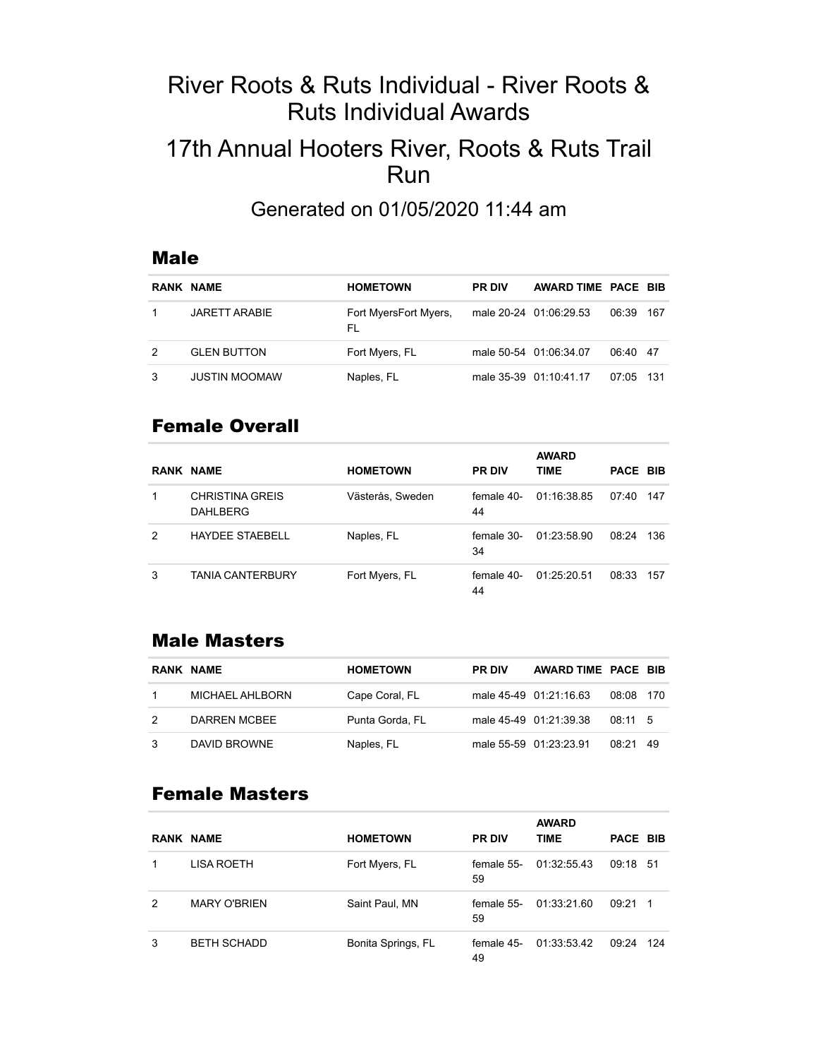# River Roots & Ruts Individual - River Roots & Ruts Individual Awards

# 17th Annual Hooters River, Roots & Ruts Trail Run

## Generated on 01/05/2020 11:44 am

### Male

| RANK | NAME | HOMETOWN | PR DIV | AWARD TIME | PACE | BIB |
|---|---|---|---|---|---|---|
| 1 | JARETT ARABIE | Fort MyersFort Myers, FL | male 20-24 | 01:06:29.53 | 06:39 | 167 |
| 2 | GLEN BUTTON | Fort Myers, FL | male 50-54 | 01:06:34.07 | 06:40 | 47 |
| 3 | JUSTIN MOOMAW | Naples, FL | male 35-39 | 01:10:41.17 | 07:05 | 131 |

### Female Overall

| RANK | NAME | HOMETOWN | PR DIV | AWARD TIME | PACE | BIB |
|---|---|---|---|---|---|---|
| 1 | CHRISTINA GREIS DAHLBERG | Västerås, Sweden | female 40-44 | 01:16:38.85 | 07:40 | 147 |
| 2 | HAYDEE STAEBELL | Naples, FL | female 30-34 | 01:23:58.90 | 08:24 | 136 |
| 3 | TANIA CANTERBURY | Fort Myers, FL | female 40-44 | 01:25:20.51 | 08:33 | 157 |

### Male Masters

| RANK | NAME | HOMETOWN | PR DIV | AWARD TIME | PACE | BIB |
|---|---|---|---|---|---|---|
| 1 | MICHAEL AHLBORN | Cape Coral, FL | male 45-49 | 01:21:16.63 | 08:08 | 170 |
| 2 | DARREN MCBEE | Punta Gorda, FL | male 45-49 | 01:21:39.38 | 08:11 | 5 |
| 3 | DAVID BROWNE | Naples, FL | male 55-59 | 01:23:23.91 | 08:21 | 49 |

### Female Masters

| RANK | NAME | HOMETOWN | PR DIV | AWARD TIME | PACE | BIB |
|---|---|---|---|---|---|---|
| 1 | LISA ROETH | Fort Myers, FL | female 55-59 | 01:32:55.43 | 09:18 | 51 |
| 2 | MARY O'BRIEN | Saint Paul, MN | female 55-59 | 01:33:21.60 | 09:21 | 1 |
| 3 | BETH SCHADD | Bonita Springs, FL | female 45-49 | 01:33:53.42 | 09:24 | 124 |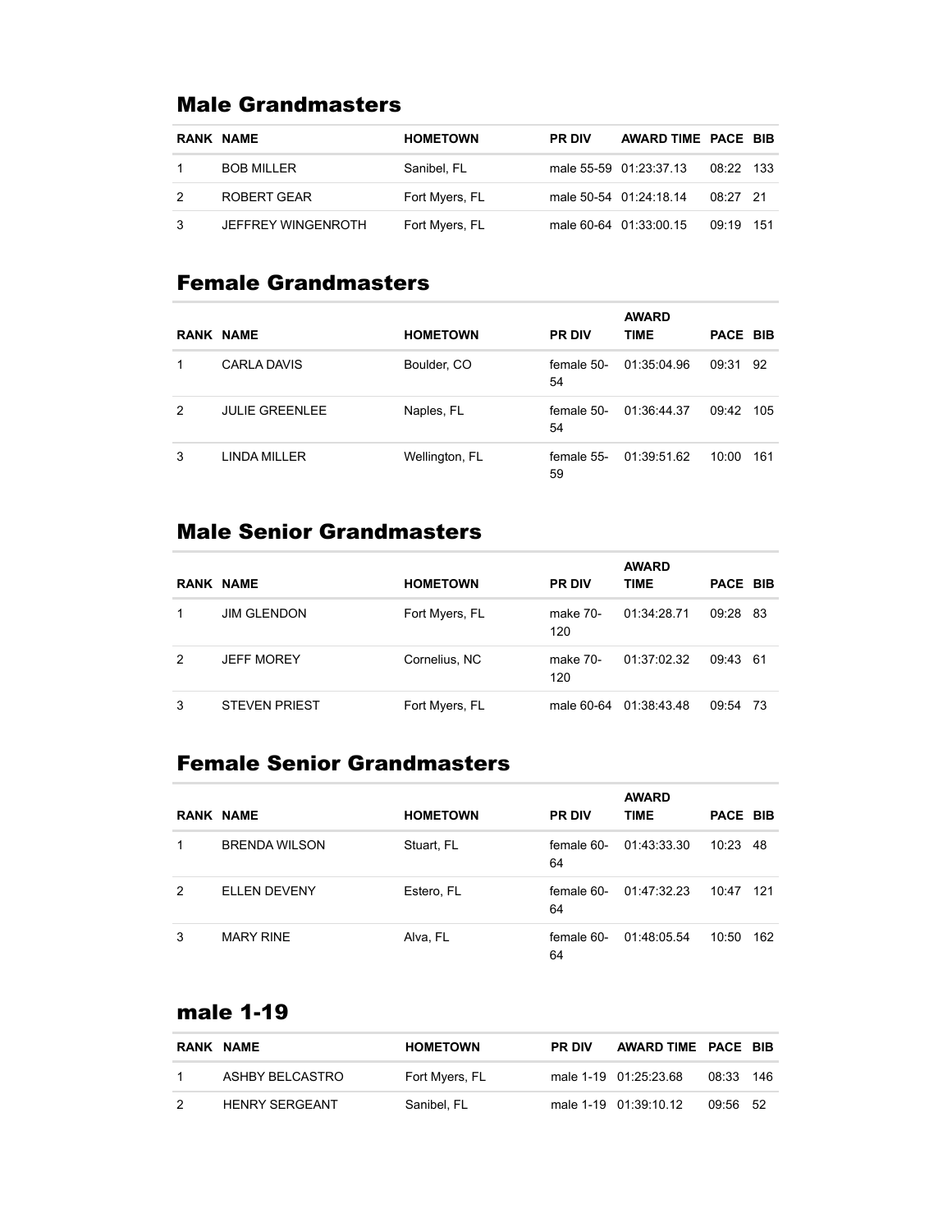## Male Grandmasters

| RANK | NAME | HOMETOWN | PR DIV | AWARD TIME | PACE | BIB |
|---|---|---|---|---|---|---|
| 1 | BOB MILLER | Sanibel, FL | male 55-59 | 01:23:37.13 | 08:22 | 133 |
| 2 | ROBERT GEAR | Fort Myers, FL | male 50-54 | 01:24:18.14 | 08:27 | 21 |
| 3 | JEFFREY WINGENROTH | Fort Myers, FL | male 60-64 | 01:33:00.15 | 09:19 | 151 |

## Female Grandmasters

| RANK | NAME | HOMETOWN | PR DIV | AWARD TIME | PACE | BIB |
|---|---|---|---|---|---|---|
| 1 | CARLA DAVIS | Boulder, CO | female 50-54 | 01:35:04.96 | 09:31 | 92 |
| 2 | JULIE GREENLEE | Naples, FL | female 50-54 | 01:36:44.37 | 09:42 | 105 |
| 3 | LINDA MILLER | Wellington, FL | female 55-59 | 01:39:51.62 | 10:00 | 161 |

## Male Senior Grandmasters

| RANK | NAME | HOMETOWN | PR DIV | AWARD TIME | PACE | BIB |
|---|---|---|---|---|---|---|
| 1 | JIM GLENDON | Fort Myers, FL | make 70-120 | 01:34:28.71 | 09:28 | 83 |
| 2 | JEFF MOREY | Cornelius, NC | make 70-120 | 01:37:02.32 | 09:43 | 61 |
| 3 | STEVEN PRIEST | Fort Myers, FL | male 60-64 | 01:38:43.48 | 09:54 | 73 |

## Female Senior Grandmasters

| RANK | NAME | HOMETOWN | PR DIV | AWARD TIME | PACE | BIB |
|---|---|---|---|---|---|---|
| 1 | BRENDA WILSON | Stuart, FL | female 60-64 | 01:43:33.30 | 10:23 | 48 |
| 2 | ELLEN DEVENY | Estero, FL | female 60-64 | 01:47:32.23 | 10:47 | 121 |
| 3 | MARY RINE | Alva, FL | female 60-64 | 01:48:05.54 | 10:50 | 162 |

## male 1-19

| RANK | NAME | HOMETOWN | PR DIV | AWARD TIME | PACE | BIB |
|---|---|---|---|---|---|---|
| 1 | ASHBY BELCASTRO | Fort Myers, FL | male 1-19 | 01:25:23.68 | 08:33 | 146 |
| 2 | HENRY SERGEANT | Sanibel, FL | male 1-19 | 01:39:10.12 | 09:56 | 52 |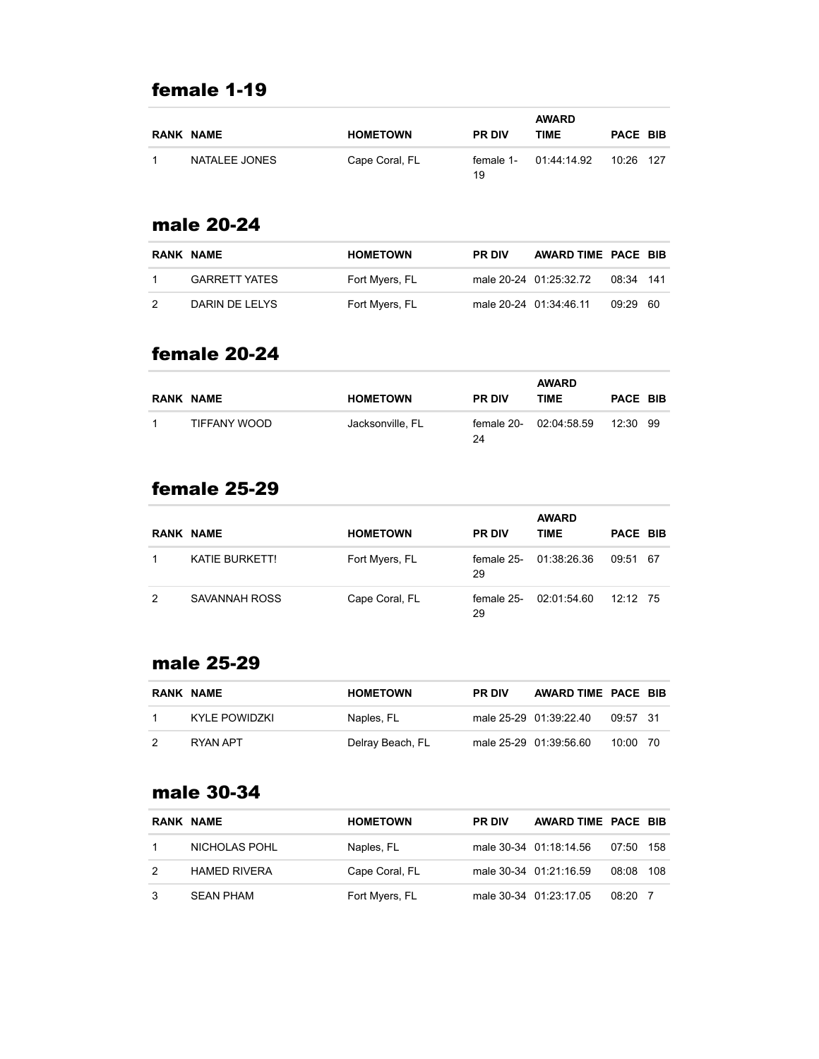## female 1-19

| RANK | NAME | HOMETOWN | PR DIV | AWARD TIME | PACE | BIB |
|---|---|---|---|---|---|---|
| 1 | NATALEE JONES | Cape Coral, FL | female 1-19 | 01:44:14.92 | 10:26 | 127 |

## male 20-24

| RANK | NAME | HOMETOWN | PR DIV | AWARD TIME | PACE | BIB |
|---|---|---|---|---|---|---|
| 1 | GARRETT YATES | Fort Myers, FL | male 20-24 | 01:25:32.72 | 08:34 | 141 |
| 2 | DARIN DE LELYS | Fort Myers, FL | male 20-24 | 01:34:46.11 | 09:29 | 60 |

## female 20-24

| RANK | NAME | HOMETOWN | PR DIV | AWARD TIME | PACE | BIB |
|---|---|---|---|---|---|---|
| 1 | TIFFANY WOOD | Jacksonville, FL | female 20-24 | 02:04:58.59 | 12:30 | 99 |

## female 25-29

| RANK | NAME | HOMETOWN | PR DIV | AWARD TIME | PACE | BIB |
|---|---|---|---|---|---|---|
| 1 | KATIE BURKETT! | Fort Myers, FL | female 25-29 | 01:38:26.36 | 09:51 | 67 |
| 2 | SAVANNAH ROSS | Cape Coral, FL | female 25-29 | 02:01:54.60 | 12:12 | 75 |

## male 25-29

| RANK | NAME | HOMETOWN | PR DIV | AWARD TIME | PACE | BIB |
|---|---|---|---|---|---|---|
| 1 | KYLE POWIDZKI | Naples, FL | male 25-29 | 01:39:22.40 | 09:57 | 31 |
| 2 | RYAN APT | Delray Beach, FL | male 25-29 | 01:39:56.60 | 10:00 | 70 |

## male 30-34

| RANK | NAME | HOMETOWN | PR DIV | AWARD TIME | PACE | BIB |
|---|---|---|---|---|---|---|
| 1 | NICHOLAS POHL | Naples, FL | male 30-34 | 01:18:14.56 | 07:50 | 158 |
| 2 | HAMED RIVERA | Cape Coral, FL | male 30-34 | 01:21:16.59 | 08:08 | 108 |
| 3 | SEAN PHAM | Fort Myers, FL | male 30-34 | 01:23:17.05 | 08:20 | 7 |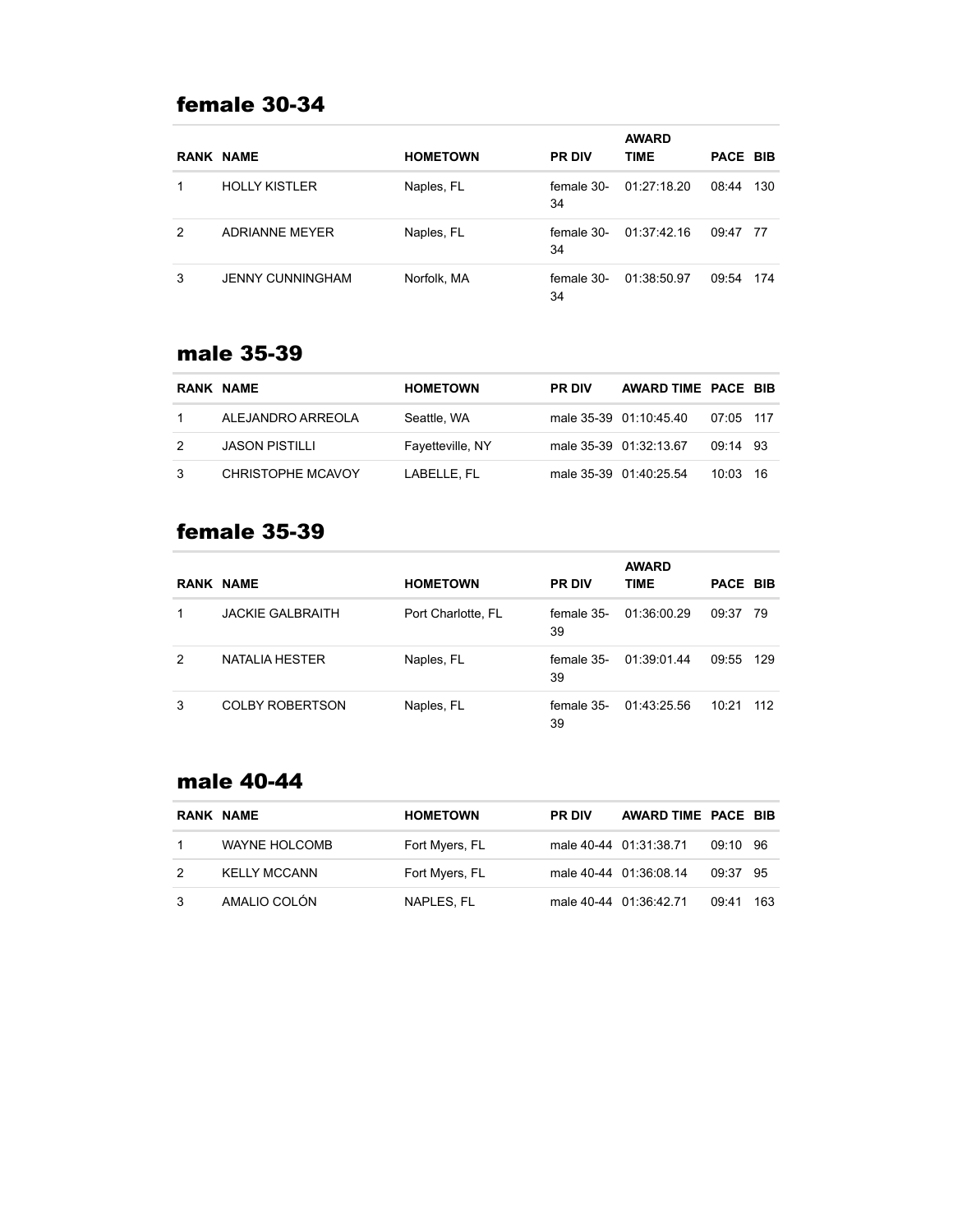## female 30-34

| RANK | NAME | HOMETOWN | PR DIV | AWARD TIME | PACE | BIB |
|---|---|---|---|---|---|---|
| 1 | HOLLY KISTLER | Naples, FL | female 30-34 | 01:27:18.20 | 08:44 | 130 |
| 2 | ADRIANNE MEYER | Naples, FL | female 30-34 | 01:37:42.16 | 09:47 | 77 |
| 3 | JENNY CUNNINGHAM | Norfolk, MA | female 30-34 | 01:38:50.97 | 09:54 | 174 |

## male 35-39

| RANK | NAME | HOMETOWN | PR DIV | AWARD TIME | PACE | BIB |
|---|---|---|---|---|---|---|
| 1 | ALEJANDRO ARREOLA | Seattle, WA | male 35-39 | 01:10:45.40 | 07:05 | 117 |
| 2 | JASON PISTILLI | Fayetteville, NY | male 35-39 | 01:32:13.67 | 09:14 | 93 |
| 3 | CHRISTOPHE MCAVOY | LABELLE, FL | male 35-39 | 01:40:25.54 | 10:03 | 16 |

## female 35-39

| RANK | NAME | HOMETOWN | PR DIV | AWARD TIME | PACE | BIB |
|---|---|---|---|---|---|---|
| 1 | JACKIE GALBRAITH | Port Charlotte, FL | female 35-39 | 01:36:00.29 | 09:37 | 79 |
| 2 | NATALIA HESTER | Naples, FL | female 35-39 | 01:39:01.44 | 09:55 | 129 |
| 3 | COLBY ROBERTSON | Naples, FL | female 35-39 | 01:43:25.56 | 10:21 | 112 |

## male 40-44

| RANK | NAME | HOMETOWN | PR DIV | AWARD TIME | PACE | BIB |
|---|---|---|---|---|---|---|
| 1 | WAYNE HOLCOMB | Fort Myers, FL | male 40-44 | 01:31:38.71 | 09:10 | 96 |
| 2 | KELLY MCCANN | Fort Myers, FL | male 40-44 | 01:36:08.14 | 09:37 | 95 |
| 3 | AMALIO COLÓN | NAPLES, FL | male 40-44 | 01:36:42.71 | 09:41 | 163 |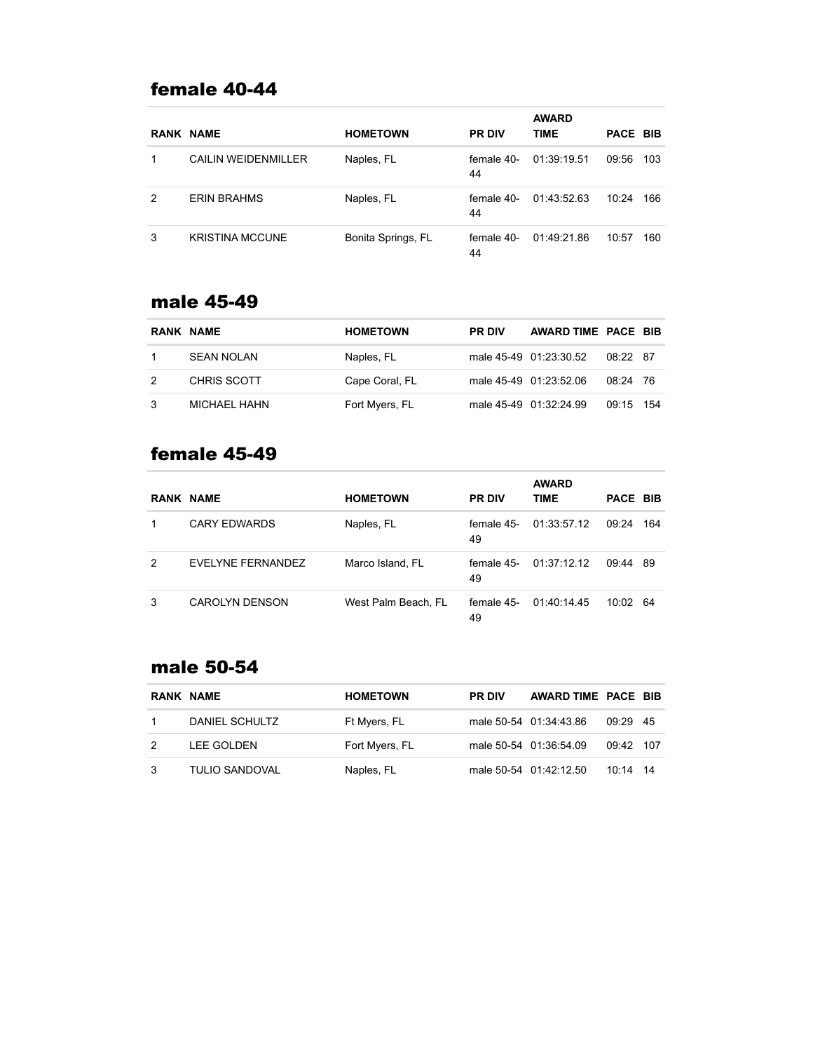## female 40-44

| RANK | NAME | HOMETOWN | PR DIV | AWARD TIME | PACE | BIB |
|---|---|---|---|---|---|---|
| 1 | CAILIN WEIDENMILLER | Naples, FL | female 40-44 | 01:39:19.51 | 09:56 | 103 |
| 2 | ERIN BRAHMS | Naples, FL | female 40-44 | 01:43:52.63 | 10:24 | 166 |
| 3 | KRISTINA MCCUNE | Bonita Springs, FL | female 40-44 | 01:49:21.86 | 10:57 | 160 |

## male 45-49

| RANK | NAME | HOMETOWN | PR DIV | AWARD TIME | PACE | BIB |
|---|---|---|---|---|---|---|
| 1 | SEAN NOLAN | Naples, FL | male 45-49 | 01:23:30.52 | 08:22 | 87 |
| 2 | CHRIS SCOTT | Cape Coral, FL | male 45-49 | 01:23:52.06 | 08:24 | 76 |
| 3 | MICHAEL HAHN | Fort Myers, FL | male 45-49 | 01:32:24.99 | 09:15 | 154 |

## female 45-49

| RANK | NAME | HOMETOWN | PR DIV | AWARD TIME | PACE | BIB |
|---|---|---|---|---|---|---|
| 1 | CARY EDWARDS | Naples, FL | female 45-49 | 01:33:57.12 | 09:24 | 164 |
| 2 | EVELYNE FERNANDEZ | Marco Island, FL | female 45-49 | 01:37:12.12 | 09:44 | 89 |
| 3 | CAROLYN DENSON | West Palm Beach, FL | female 45-49 | 01:40:14.45 | 10:02 | 64 |

## male 50-54

| RANK | NAME | HOMETOWN | PR DIV | AWARD TIME | PACE | BIB |
|---|---|---|---|---|---|---|
| 1 | DANIEL SCHULTZ | Ft Myers, FL | male 50-54 | 01:34:43.86 | 09:29 | 45 |
| 2 | LEE GOLDEN | Fort Myers, FL | male 50-54 | 01:36:54.09 | 09:42 | 107 |
| 3 | TULIO SANDOVAL | Naples, FL | male 50-54 | 01:42:12.50 | 10:14 | 14 |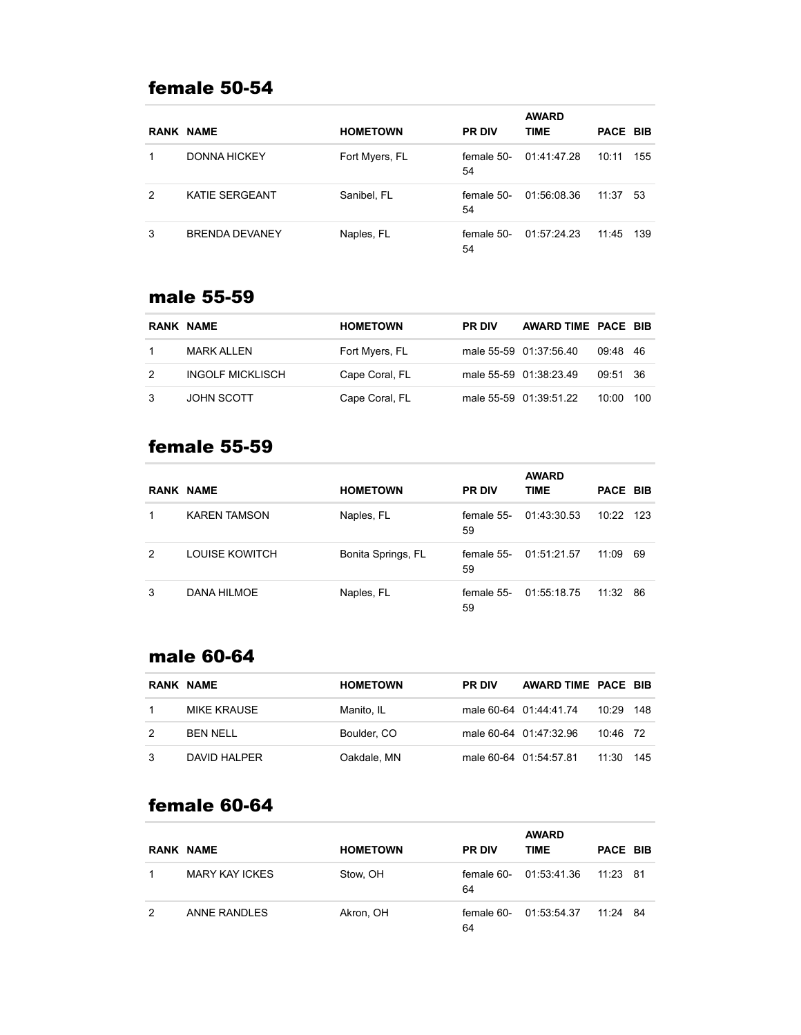## female 50-54

| RANK | NAME | HOMETOWN | PR DIV | AWARD TIME | PACE | BIB |
|---|---|---|---|---|---|---|
| 1 | DONNA HICKEY | Fort Myers, FL | female 50-54 | 01:41:47.28 | 10:11 | 155 |
| 2 | KATIE SERGEANT | Sanibel, FL | female 50-54 | 01:56:08.36 | 11:37 | 53 |
| 3 | BRENDA DEVANEY | Naples, FL | female 50-54 | 01:57:24.23 | 11:45 | 139 |

## male 55-59

| RANK | NAME | HOMETOWN | PR DIV | AWARD TIME | PACE | BIB |
|---|---|---|---|---|---|---|
| 1 | MARK ALLEN | Fort Myers, FL | male 55-59 | 01:37:56.40 | 09:48 | 46 |
| 2 | INGOLF MICKLISCH | Cape Coral, FL | male 55-59 | 01:38:23.49 | 09:51 | 36 |
| 3 | JOHN SCOTT | Cape Coral, FL | male 55-59 | 01:39:51.22 | 10:00 | 100 |

## female 55-59

| RANK | NAME | HOMETOWN | PR DIV | AWARD TIME | PACE | BIB |
|---|---|---|---|---|---|---|
| 1 | KAREN TAMSON | Naples, FL | female 55-59 | 01:43:30.53 | 10:22 | 123 |
| 2 | LOUISE KOWITCH | Bonita Springs, FL | female 55-59 | 01:51:21.57 | 11:09 | 69 |
| 3 | DANA HILMOE | Naples, FL | female 55-59 | 01:55:18.75 | 11:32 | 86 |

## male 60-64

| RANK | NAME | HOMETOWN | PR DIV | AWARD TIME | PACE | BIB |
|---|---|---|---|---|---|---|
| 1 | MIKE KRAUSE | Manito, IL | male 60-64 | 01:44:41.74 | 10:29 | 148 |
| 2 | BEN NELL | Boulder, CO | male 60-64 | 01:47:32.96 | 10:46 | 72 |
| 3 | DAVID HALPER | Oakdale, MN | male 60-64 | 01:54:57.81 | 11:30 | 145 |

## female 60-64

| RANK | NAME | HOMETOWN | PR DIV | AWARD TIME | PACE | BIB |
|---|---|---|---|---|---|---|
| 1 | MARY KAY ICKES | Stow, OH | female 60-64 | 01:53:41.36 | 11:23 | 81 |
| 2 | ANNE RANDLES | Akron, OH | female 60-64 | 01:53:54.37 | 11:24 | 84 |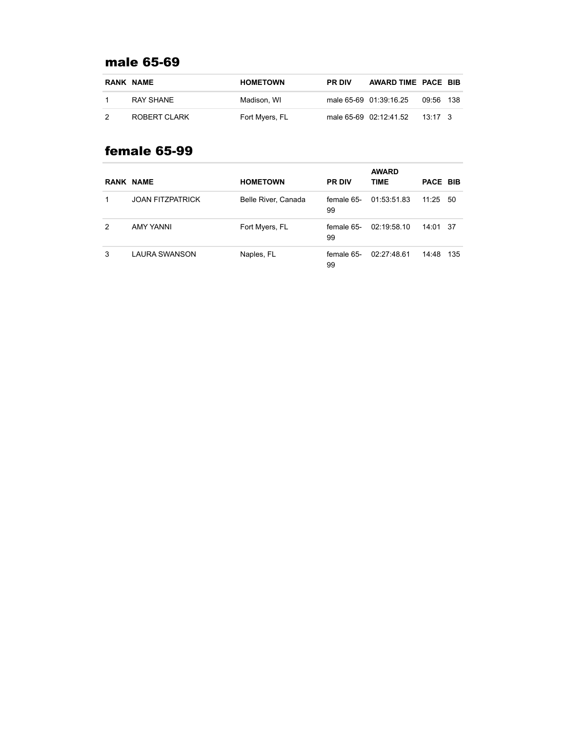## male 65-69

| RANK | NAME | HOMETOWN | PR DIV | AWARD TIME | PACE | BIB |
|---|---|---|---|---|---|---|
| 1 | RAY SHANE | Madison, WI | male 65-69 | 01:39:16.25 | 09:56 | 138 |
| 2 | ROBERT CLARK | Fort Myers, FL | male 65-69 | 02:12:41.52 | 13:17 | 3 |

## female 65-99

| RANK | NAME | HOMETOWN | PR DIV | AWARD TIME | PACE | BIB |
|---|---|---|---|---|---|---|
| 1 | JOAN FITZPATRICK | Belle River, Canada | female 65-99 | 01:53:51.83 | 11:25 | 50 |
| 2 | AMY YANNI | Fort Myers, FL | female 65-99 | 02:19:58.10 | 14:01 | 37 |
| 3 | LAURA SWANSON | Naples, FL | female 65-99 | 02:27:48.61 | 14:48 | 135 |